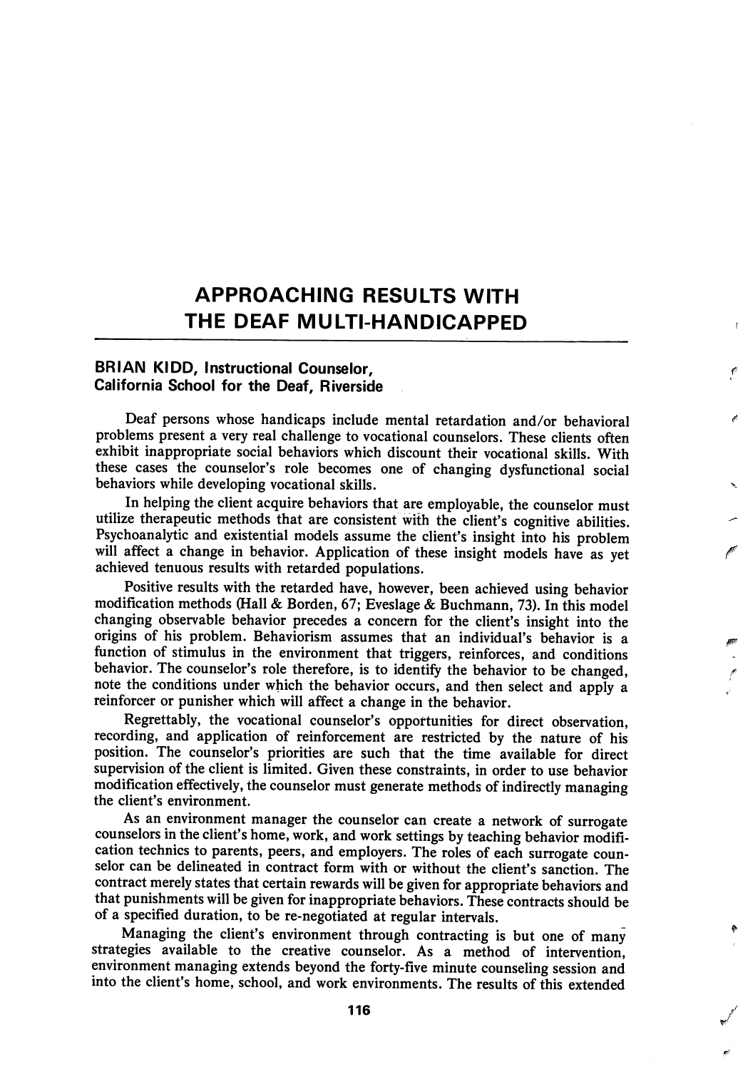# APPROACHING RESULTS WITH THE DEAF MULTI-HANDICAPPED

**BRIAN KIDD, Instructional Counselor,**
**California School for the Deaf, Riverside**

Deaf persons whose handicaps include mental retardation and/or behavioral problems present a very real challenge to vocational counselors. These clients often exhibit inappropriate social behaviors which discount their vocational skills. With these cases the counselor's role becomes one of changing dysfunctional social behaviors while developing vocational skills.

In helping the client acquire behaviors that are employable, the counselor must utilize therapeutic methods that are consistent with the client's cognitive abilities. Psychoanalytic and existential models assume the client's insight into his problem will affect a change in behavior. Application of these insight models have as yet achieved tenuous results with retarded populations.

Positive results with the retarded have, however, been achieved using behavior modification methods (Hall & Borden, 67; Eveslage & Buchmann, 73). In this model changing observable behavior precedes a concern for the client's insight into the origins of his problem. Behaviorism assumes that an individual's behavior is a function of stimulus in the environment that triggers, reinforces, and conditions behavior. The counselor's role therefore, is to identify the behavior to be changed, note the conditions under which the behavior occurs, and then select and apply a reinforcer or punisher which will affect a change in the behavior.

Regrettably, the vocational counselor's opportunities for direct observation, recording, and application of reinforcement are restricted by the nature of his position. The counselor's priorities are such that the time available for direct supervision of the client is limited. Given these constraints, in order to use behavior modification effectively, the counselor must generate methods of indirectly managing the client's environment.

As an environment manager the counselor can create a network of surrogate counselors in the client's home, work, and work settings by teaching behavior modification technics to parents, peers, and employers. The roles of each surrogate counselor can be delineated in contract form with or without the client's sanction. The contract merely states that certain rewards will be given for appropriate behaviors and that punishments will be given for inappropriate behaviors. These contracts should be of a specified duration, to be re-negotiated at regular intervals.

Managing the client's environment through contracting is but one of many strategies available to the creative counselor. As a method of intervention, environment managing extends beyond the forty-five minute counseling session and into the client's home, school, and work environments. The results of this extended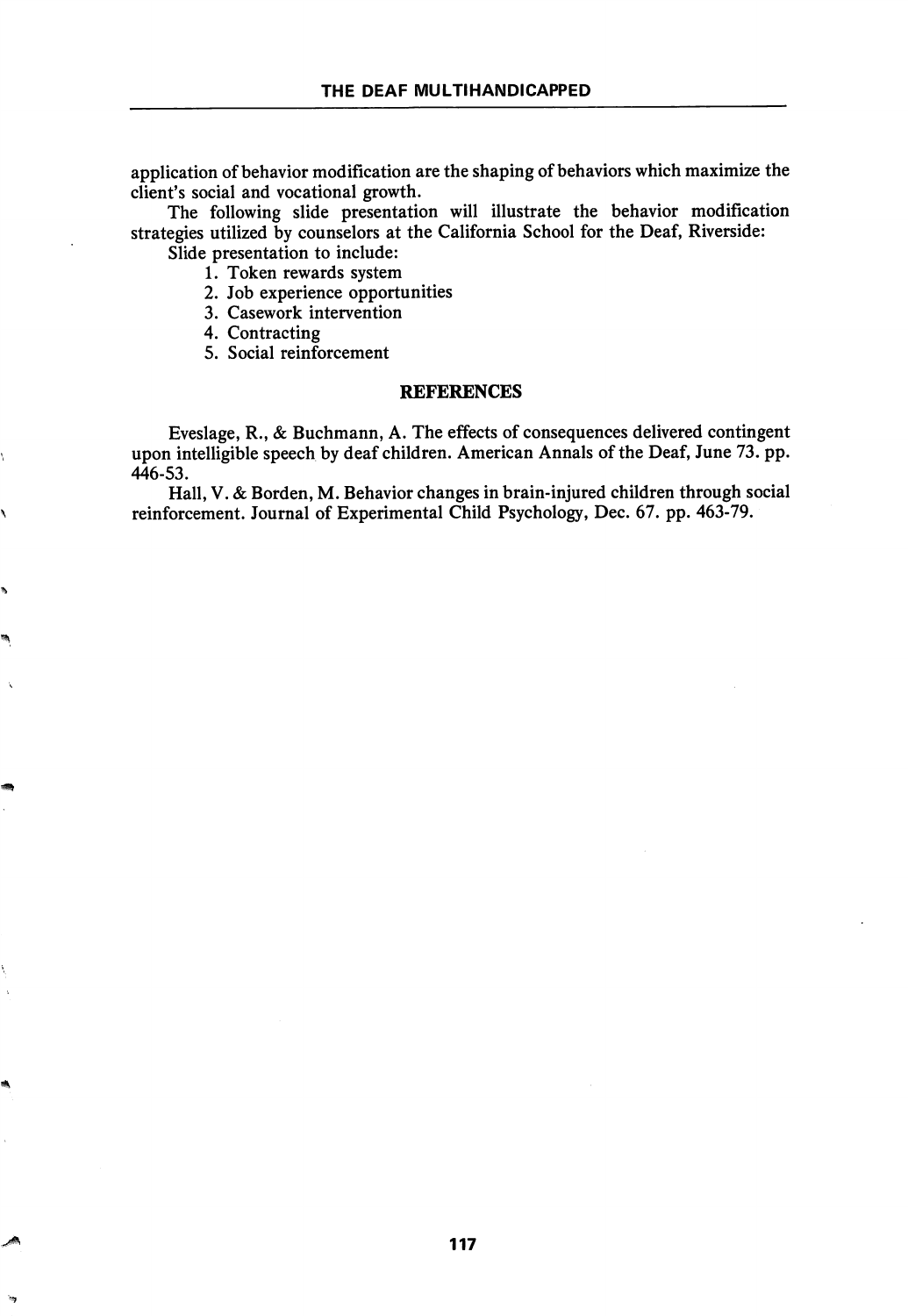application of behavior modification are the shaping of behaviors which maximize the client's social and vocational growth.

The following slide presentation will illustrate the behavior modification strategies utilized by counselors at the California School for the Deaf, Riverside:

Slide presentation to include:

1. Token rewards system
2. Job experience opportunities
3. Casework intervention
4. Contracting
5. Social reinforcement

## REFERENCES

Eveslage, R., & Buchmann, A. The effects of consequences delivered contingent upon intelligible speech by deaf children. American Annals of the Deaf, June 73. pp. 446-53.

Hall, V. & Borden, M. Behavior changes in brain-injured children through social reinforcement. Journal of Experimental Child Psychology, Dec. 67. pp. 463-79.